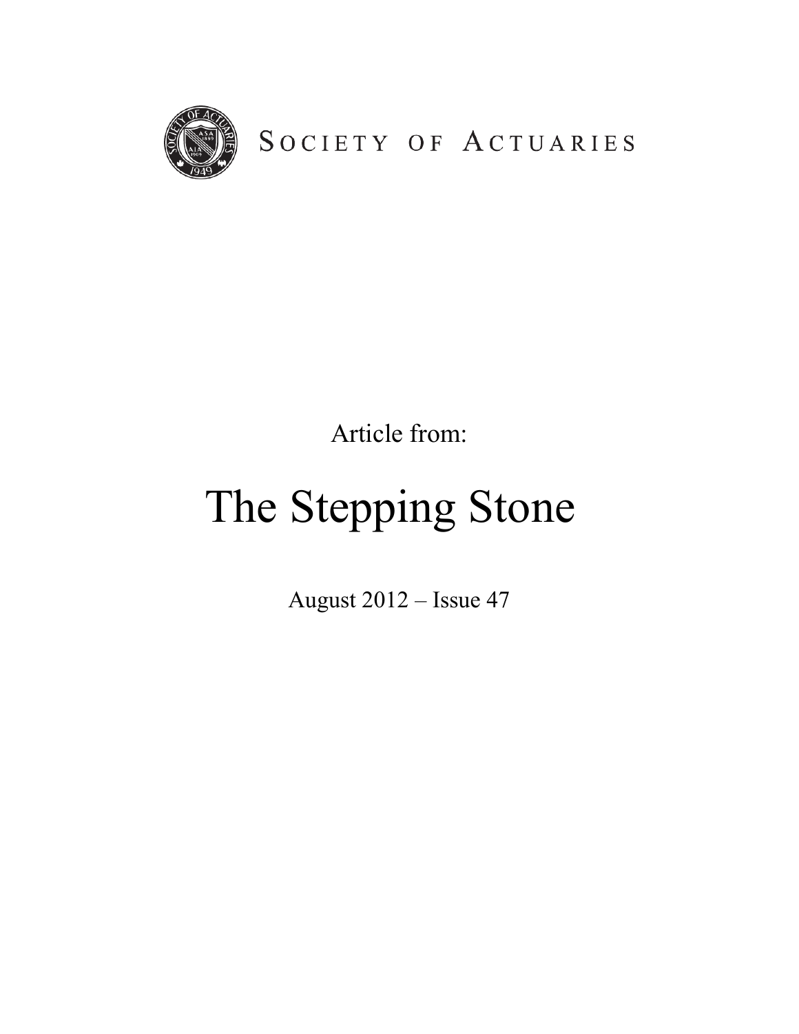SOCIETY OF ACTUARIES

Article from:

# The Stepping Stone

August 2012 – Issue 47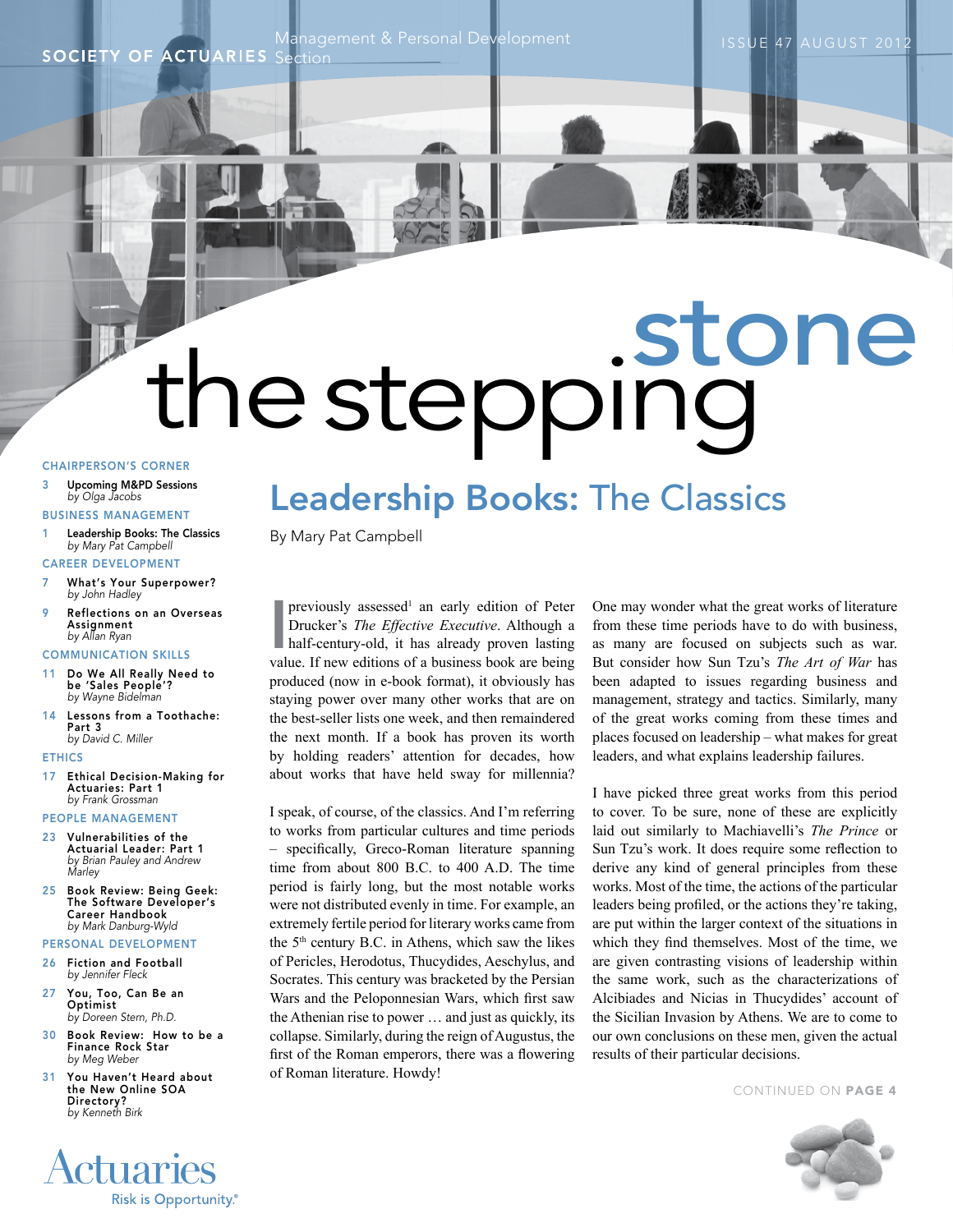SOCIETY OF ACTUARIES Management & Personal Development Section

# the stepping stone

## CHAIRPERSON'S CORNER

3 Upcoming M&PD Sessions
*by Olga Jacobs*

## BUSINESS MANAGEMENT

1 Leadership Books: The Classics
*by Mary Pat Campbell*

## CAREER DEVELOPMENT

7 What's Your Superpower?
*by John Hadley*

9 Reflections on an Overseas Assignment
*by Allan Ryan*

## COMMUNICATION SKILLS

11 Do We All Really Need to be 'Sales People'?
*by Wayne Bidelman*

14 Lessons from a Toothache: Part 3
*by David C. Miller*

## ETHICS

17 Ethical Decision-Making for Actuaries: Part 1
*by Frank Grossman*

## PEOPLE MANAGEMENT

23 Vulnerabilities of the Actuarial Leader: Part 1
*by Brian Pauley and Andrew Marley*

25 Book Review: Being Geek: The Software Developer's Career Handbook
*by Mark Danburg-Wyld*

## PERSONAL DEVELOPMENT

26 Fiction and Football
*by Jennifer Fleck*

27 You, Too, Can Be an Optimist
*by Doreen Stern, Ph.D.*

30 Book Review: How to be a Finance Rock Star
*by Meg Weber*

31 You Haven't Heard about the New Online SOA Directory?
*by Kenneth Birk*

# Leadership Books: The Classics

By Mary Pat Campbell

I previously assessed[1] an early edition of Peter Drucker's *The Effective Executive*. Although a half-century-old, it has already proven lasting value. If new editions of a business book are being produced (now in e-book format), it obviously has staying power over many other works that are on the best-seller lists one week, and then remaindered the next month. If a book has proven its worth by holding readers' attention for decades, how about works that have held sway for millennia?

I speak, of course, of the classics. And I'm referring to works from particular cultures and time periods – specifically, Greco-Roman literature spanning time from about 800 B.C. to 400 A.D. The time period is fairly long, but the most notable works were not distributed evenly in time. For example, an extremely fertile period for literary works came from the 5th century B.C. in Athens, which saw the likes of Pericles, Herodotus, Thucydides, Aeschylus, and Socrates. This century was bracketed by the Persian Wars and the Peloponnesian Wars, which first saw the Athenian rise to power … and just as quickly, its collapse. Similarly, during the reign of Augustus, the first of the Roman emperors, there was a flowering of Roman literature. Howdy!

One may wonder what the great works of literature from these time periods have to do with business, as many are focused on subjects such as war. But consider how Sun Tzu's *The Art of War* has been adapted to issues regarding business and management, strategy and tactics. Similarly, many of the great works coming from these times and places focused on leadership – what makes for great leaders, and what explains leadership failures.

I have picked three great works from this period to cover. To be sure, none of these are explicitly laid out similarly to Machiavelli's *The Prince* or Sun Tzu's work. It does require some reflection to derive any kind of general principles from these works. Most of the time, the actions of the particular leaders being profiled, or the actions they're taking, are put within the larger context of the situations in which they find themselves. Most of the time, we are given contrasting visions of leadership within the same work, such as the characterizations of Alcibiades and Nicias in Thucydides' account of the Sicilian Invasion by Athens. We are to come to our own conclusions on these men, given the actual results of their particular decisions.

CONTINUED ON **PAGE 4**

Actuaries
Risk is Opportunity.®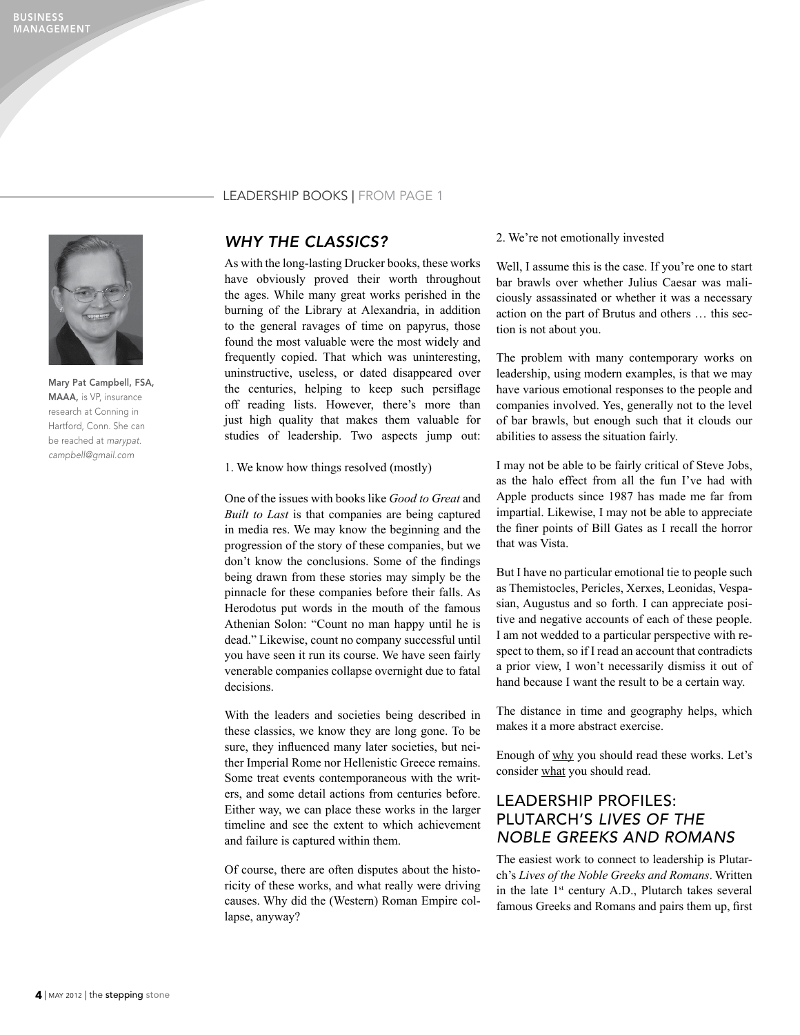LEADERSHIP BOOKS | FROM PAGE 1

Mary Pat Campbell, FSA, MAAA, is VP, insurance research at Conning in Hartford, Conn. She can be reached at *marypat.campbell@gmail.com*

## *WHY THE CLASSICS?*

As with the long-lasting Drucker books, these works have obviously proved their worth throughout the ages. While many great works perished in the burning of the Library at Alexandria, in addition to the general ravages of time on papyrus, those found the most valuable were the most widely and frequently copied. That which was uninteresting, uninstructive, useless, or dated disappeared over the centuries, helping to keep such persiflage off reading lists. However, there's more than just high quality that makes them valuable for studies of leadership. Two aspects jump out:

1. We know how things resolved (mostly)

One of the issues with books like *Good to Great* and *Built to Last* is that companies are being captured in media res. We may know the beginning and the progression of the story of these companies, but we don't know the conclusions. Some of the findings being drawn from these stories may simply be the pinnacle for these companies before their falls. As Herodotus put words in the mouth of the famous Athenian Solon: "Count no man happy until he is dead." Likewise, count no company successful until you have seen it run its course. We have seen fairly venerable companies collapse overnight due to fatal decisions.

With the leaders and societies being described in these classics, we know they are long gone. To be sure, they influenced many later societies, but neither Imperial Rome nor Hellenistic Greece remains. Some treat events contemporaneous with the writers, and some detail actions from centuries before. Either way, we can place these works in the larger timeline and see the extent to which achievement and failure is captured within them.

Of course, there are often disputes about the historicity of these works, and what really were driving causes. Why did the (Western) Roman Empire collapse, anyway?

2. We're not emotionally invested

Well, I assume this is the case. If you're one to start bar brawls over whether Julius Caesar was maliciously assassinated or whether it was a necessary action on the part of Brutus and others … this section is not about you.

The problem with many contemporary works on leadership, using modern examples, is that we may have various emotional responses to the people and companies involved. Yes, generally not to the level of bar brawls, but enough such that it clouds our abilities to assess the situation fairly.

I may not be able to be fairly critical of Steve Jobs, as the halo effect from all the fun I've had with Apple products since 1987 has made me far from impartial. Likewise, I may not be able to appreciate the finer points of Bill Gates as I recall the horror that was Vista.

But I have no particular emotional tie to people such as Themistocles, Pericles, Xerxes, Leonidas, Vespasian, Augustus and so forth. I can appreciate positive and negative accounts of each of these people. I am not wedded to a particular perspective with respect to them, so if I read an account that contradicts a prior view, I won't necessarily dismiss it out of hand because I want the result to be a certain way.

The distance in time and geography helps, which makes it a more abstract exercise.

Enough of why you should read these works. Let's consider what you should read.

## LEADERSHIP PROFILES: PLUTARCH'S *LIVES OF THE NOBLE GREEKS AND ROMANS*

The easiest work to connect to leadership is Plutarch's *Lives of the Noble Greeks and Romans*. Written in the late 1st century A.D., Plutarch takes several famous Greeks and Romans and pairs them up, first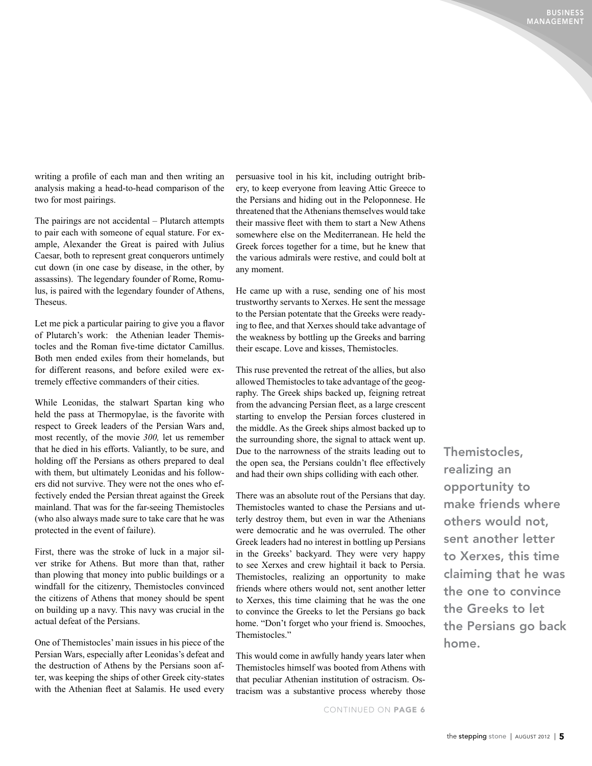writing a profile of each man and then writing an analysis making a head-to-head comparison of the two for most pairings.

The pairings are not accidental – Plutarch attempts to pair each with someone of equal stature. For example, Alexander the Great is paired with Julius Caesar, both to represent great conquerors untimely cut down (in one case by disease, in the other, by assassins). The legendary founder of Rome, Romulus, is paired with the legendary founder of Athens, Theseus.

Let me pick a particular pairing to give you a flavor of Plutarch's work: the Athenian leader Themistocles and the Roman five-time dictator Camillus. Both men ended exiles from their homelands, but for different reasons, and before exiled were extremely effective commanders of their cities.

While Leonidas, the stalwart Spartan king who held the pass at Thermopylae, is the favorite with respect to Greek leaders of the Persian Wars and, most recently, of the movie *300,* let us remember that he died in his efforts. Valiantly, to be sure, and holding off the Persians as others prepared to deal with them, but ultimately Leonidas and his followers did not survive. They were not the ones who effectively ended the Persian threat against the Greek mainland. That was for the far-seeing Themistocles (who also always made sure to take care that he was protected in the event of failure).

First, there was the stroke of luck in a major silver strike for Athens. But more than that, rather than plowing that money into public buildings or a windfall for the citizenry, Themistocles convinced the citizens of Athens that money should be spent on building up a navy. This navy was crucial in the actual defeat of the Persians.

One of Themistocles' main issues in his piece of the Persian Wars, especially after Leonidas's defeat and the destruction of Athens by the Persians soon after, was keeping the ships of other Greek city-states with the Athenian fleet at Salamis. He used every persuasive tool in his kit, including outright bribery, to keep everyone from leaving Attic Greece to the Persians and hiding out in the Peloponnese. He threatened that the Athenians themselves would take their massive fleet with them to start a New Athens somewhere else on the Mediterranean. He held the Greek forces together for a time, but he knew that the various admirals were restive, and could bolt at any moment.

He came up with a ruse, sending one of his most trustworthy servants to Xerxes. He sent the message to the Persian potentate that the Greeks were readying to flee, and that Xerxes should take advantage of the weakness by bottling up the Greeks and barring their escape. Love and kisses, Themistocles.

This ruse prevented the retreat of the allies, but also allowed Themistocles to take advantage of the geography. The Greek ships backed up, feigning retreat from the advancing Persian fleet, as a large crescent starting to envelop the Persian forces clustered in the middle. As the Greek ships almost backed up to the surrounding shore, the signal to attack went up. Due to the narrowness of the straits leading out to the open sea, the Persians couldn't flee effectively and had their own ships colliding with each other.

There was an absolute rout of the Persians that day. Themistocles wanted to chase the Persians and utterly destroy them, but even in war the Athenians were democratic and he was overruled. The other Greek leaders had no interest in bottling up Persians in the Greeks' backyard. They were very happy to see Xerxes and crew hightail it back to Persia. Themistocles, realizing an opportunity to make friends where others would not, sent another letter to Xerxes, this time claiming that he was the one to convince the Greeks to let the Persians go back home. "Don't forget who your friend is. Smooches, Themistocles."

This would come in awfully handy years later when Themistocles himself was booted from Athens with that peculiar Athenian institution of ostracism. Ostracism was a substantive process whereby those

CONTINUED ON **PAGE 6**

**Themistocles, realizing an opportunity to make friends where others would not, sent another letter to Xerxes, this time claiming that he was the one to convince the Greeks to let the Persians go back home.**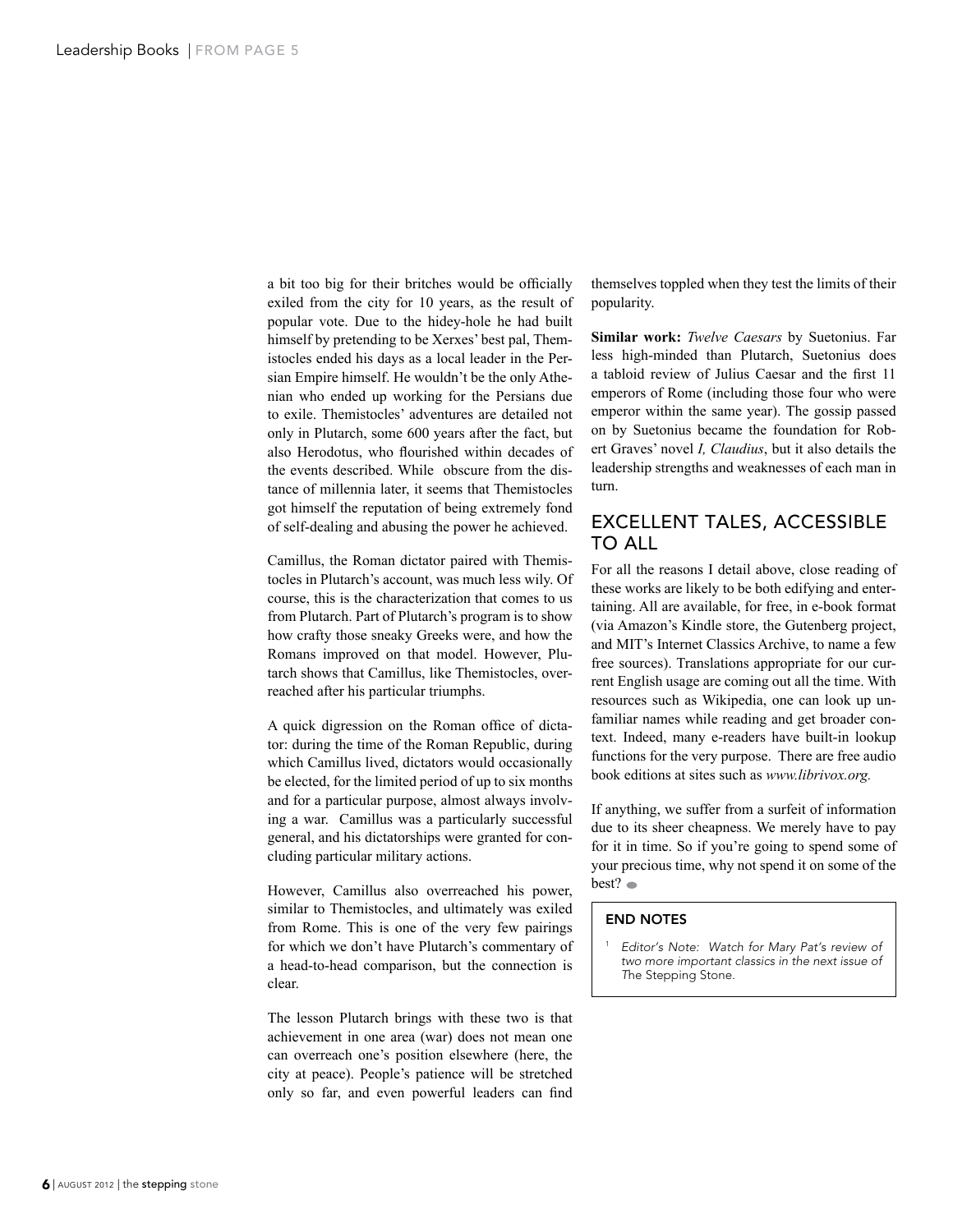a bit too big for their britches would be officially exiled from the city for 10 years, as the result of popular vote. Due to the hidey-hole he had built himself by pretending to be Xerxes' best pal, Themistocles ended his days as a local leader in the Persian Empire himself. He wouldn't be the only Athenian who ended up working for the Persians due to exile. Themistocles' adventures are detailed not only in Plutarch, some 600 years after the fact, but also Herodotus, who flourished within decades of the events described. While obscure from the distance of millennia later, it seems that Themistocles got himself the reputation of being extremely fond of self-dealing and abusing the power he achieved.

Camillus, the Roman dictator paired with Themistocles in Plutarch's account, was much less wily. Of course, this is the characterization that comes to us from Plutarch. Part of Plutarch's program is to show how crafty those sneaky Greeks were, and how the Romans improved on that model. However, Plutarch shows that Camillus, like Themistocles, overreached after his particular triumphs.

A quick digression on the Roman office of dictator: during the time of the Roman Republic, during which Camillus lived, dictators would occasionally be elected, for the limited period of up to six months and for a particular purpose, almost always involving a war. Camillus was a particularly successful general, and his dictatorships were granted for concluding particular military actions.

However, Camillus also overreached his power, similar to Themistocles, and ultimately was exiled from Rome. This is one of the very few pairings for which we don't have Plutarch's commentary of a head-to-head comparison, but the connection is clear.

The lesson Plutarch brings with these two is that achievement in one area (war) does not mean one can overreach one's position elsewhere (here, the city at peace). People's patience will be stretched only so far, and even powerful leaders can find themselves toppled when they test the limits of their popularity.

**Similar work:** *Twelve Caesars* by Suetonius. Far less high-minded than Plutarch, Suetonius does a tabloid review of Julius Caesar and the first 11 emperors of Rome (including those four who were emperor within the same year). The gossip passed on by Suetonius became the foundation for Robert Graves' novel *I, Claudius*, but it also details the leadership strengths and weaknesses of each man in turn.

## EXCELLENT TALES, ACCESSIBLE TO ALL

For all the reasons I detail above, close reading of these works are likely to be both edifying and entertaining. All are available, for free, in e-book format (via Amazon's Kindle store, the Gutenberg project, and MIT's Internet Classics Archive, to name a few free sources). Translations appropriate for our current English usage are coming out all the time. With resources such as Wikipedia, one can look up unfamiliar names while reading and get broader context. Indeed, many e-readers have built-in lookup functions for the very purpose. There are free audio book editions at sites such as *www.librivox.org.*

If anything, we suffer from a surfeit of information due to its sheer cheapness. We merely have to pay for it in time. So if you're going to spend some of your precious time, why not spend it on some of the best?

### END NOTES

[1] *Editor's Note: Watch for Mary Pat's review of two more important classics in the next issue of* The Stepping Stone.